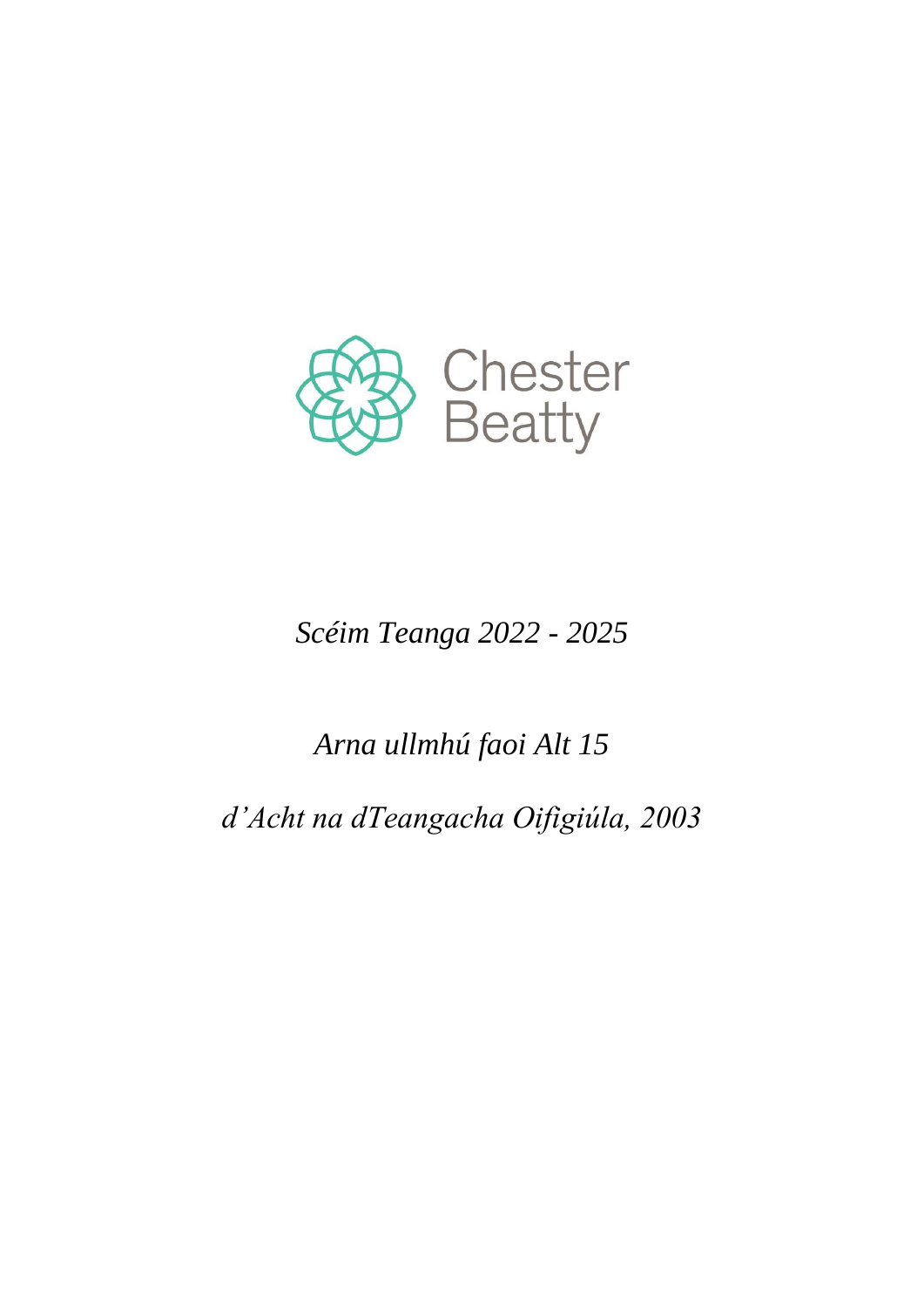Chester Beatty

*Scéim Teanga 2022 - 2025*

*Arna ullmhú faoi Alt 15*

*d'Acht na dTeangacha Oifigiúla, 2003*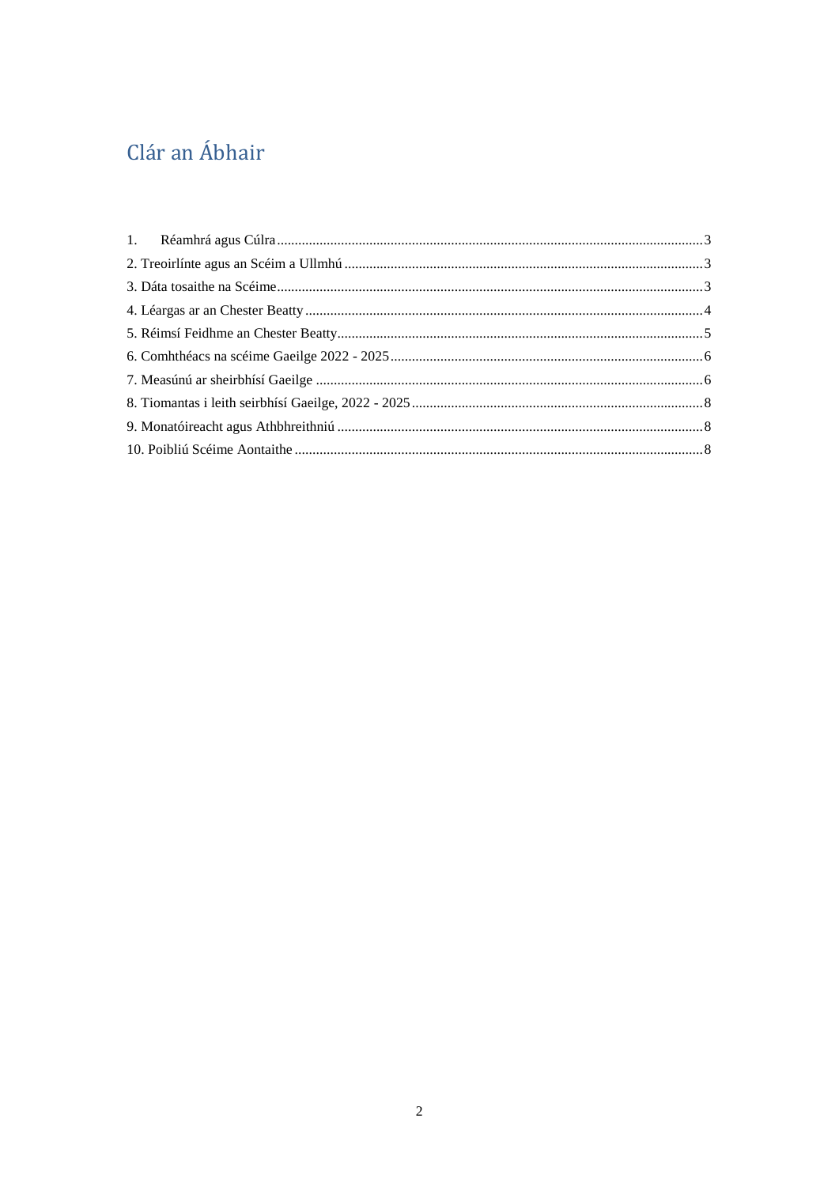# Clár an Ábhair

1. Réamhrá agus Cúlra ........ 3
2. Treoirlínte agus an Scéim a Ullmhú ........ 3
3. Dáta tosaithe na Scéime ........ 3
4. Léargas ar an Chester Beatty ........ 4
5. Réimsí Feidhme an Chester Beatty ........ 5
6. Comhthéacs na scéime Gaeilge 2022 - 2025 ........ 6
7. Measúnú ar sheirbhísí Gaeilge ........ 6
8. Tiomantas i leith seirbhísí Gaeilge, 2022 - 2025 ........ 8
9. Monatóireacht agus Athbhreithniú ........ 8
10. Poibliú Scéime Aontaithe ........ 8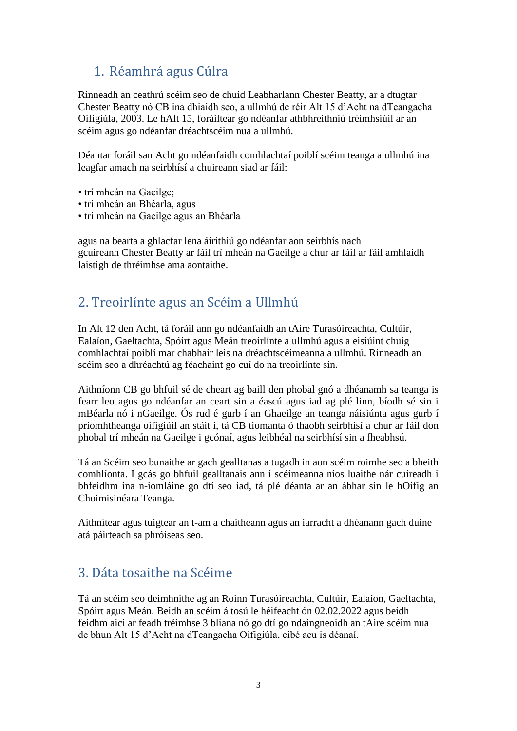## 1. Réamhrá agus Cúlra

Rinneadh an ceathrú scéim seo de chuid Leabharlann Chester Beatty, ar a dtugtar Chester Beatty nó CB ina dhiaidh seo, a ullmhú de réir Alt 15 d'Acht na dTeangacha Oifigiúla, 2003. Le hAlt 15, foráiltear go ndéanfar athbhreithniú tréimhsiúil ar an scéim agus go ndéanfar dréachtscéim nua a ullmhú.

Déantar foráil san Acht go ndéanfaidh comhlachtaí poiblí scéim teanga a ullmhú ina leagfar amach na seirbhísí a chuireann siad ar fáil:

- trí mheán na Gaeilge;
- trí mheán an Bhéarla, agus
- trí mheán na Gaeilge agus an Bhéarla

agus na bearta a ghlacfar lena áirithiú go ndéanfar aon seirbhís nach gcuireann Chester Beatty ar fáil trí mheán na Gaeilge a chur ar fáil ar fáil amhlaidh laistigh de thréimhse ama aontaithe.

## 2. Treoirlínte agus an Scéim a Ullmhú

In Alt 12 den Acht, tá foráil ann go ndéanfaidh an tAire Turasóireachta, Cultúir, Ealaíon, Gaeltachta, Spóirt agus Meán treoirlínte a ullmhú agus a eisiúint chuig comhlachtaí poiblí mar chabhair leis na dréachtscéimeanna a ullmhú. Rinneadh an scéim seo a dhréachtú ag féachaint go cuí do na treoirlínte sin.

Aithníonn CB go bhfuil sé de cheart ag baill den phobal gnó a dhéanamh sa teanga is fearr leo agus go ndéanfar an ceart sin a éascú agus iad ag plé linn, bíodh sé sin i mBéarla nó i nGaeilge. Ós rud é gurb í an Ghaeilge an teanga náisiúnta agus gurb í príomhtheanga oifigiúil an stáit í, tá CB tiomanta ó thaobh seirbhísí a chur ar fáil don phobal trí mheán na Gaeilge i gcónaí, agus leibhéal na seirbhísí sin a fheabhsú.

Tá an Scéim seo bunaithe ar gach gealltanas a tugadh in aon scéim roimhe seo a bheith comhlíonta. I gcás go bhfuil gealltanais ann i scéimeanna níos luaithe nár cuireadh i bhfeidhm ina n-iomláine go dtí seo iad, tá plé déanta ar an ábhar sin le hOifig an Choimisinéara Teanga.

Aithnítear agus tuigtear an t-am a chaitheann agus an iarracht a dhéanann gach duine atá páirteach sa phróiseas seo.

## 3. Dáta tosaithe na Scéime

Tá an scéim seo deimhnithe ag an Roinn Turasóireachta, Cultúir, Ealaíon, Gaeltachta, Spóirt agus Meán. Beidh an scéim á tosú le héifeacht ón 02.02.2022 agus beidh feidhm aici ar feadh tréimhse 3 bliana nó go dtí go ndaingneoidh an tAire scéim nua de bhun Alt 15 d'Acht na dTeangacha Oifigiúla, cibé acu is déanaí.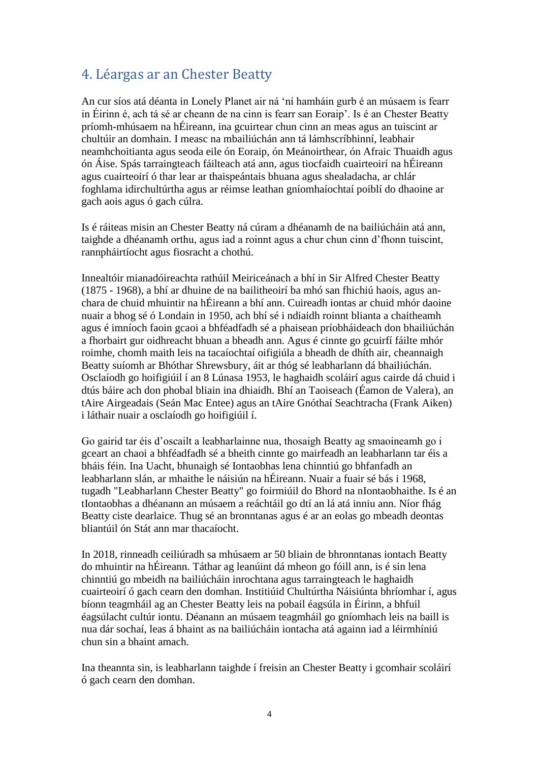## 4. Léargas ar an Chester Beatty

An cur síos atá déanta in Lonely Planet air ná 'ní hamháin gurb é an músaem is fearr in Éirinn é, ach tá sé ar cheann de na cinn is fearr san Eoraip'. Is é an Chester Beatty príomh-mhúsaem na hÉireann, ina gcuirtear chun cinn an meas agus an tuiscint ar chultúir an domhain. I measc na mbailiúchán ann tá lámhscríbhinní, leabhair neamhchoitianta agus seoda eile ón Eoraip, ón Meánoirthear, ón Afraic Thuaidh agus ón Áise. Spás tarraingteach fáilteach atá ann, agus tiocfaidh cuairteoirí na hÉireann agus cuairteoirí ó thar lear ar thaispeántais bhuana agus shealadacha, ar chlár foghlama idirchultúrtha agus ar réimse leathan gníomhaíochtaí poiblí do dhaoine ar gach aois agus ó gach cúlra.

Is é ráiteas misin an Chester Beatty ná cúram a dhéanamh de na bailiúcháin atá ann, taighde a dhéanamh orthu, agus iad a roinnt agus a chur chun cinn d'fhonn tuiscint, rannpháirtíocht agus fiosracht a chothú.

Innealtóir mianadóireachta rathúil Meiriceánach a bhí in Sir Alfred Chester Beatty (1875 - 1968), a bhí ar dhuine de na bailitheoirí ba mhó san fhichiú haois, agus an-chara de chuid mhuintir na hÉireann a bhí ann. Cuireadh iontas ar chuid mhór daoine nuair a bhog sé ó Londain in 1950, ach bhí sé i ndiaidh roinnt blianta a chaitheamh agus é imníoch faoin gcaoi a bhféadfadh sé a phaisean príobháideach don bhailiúchán a fhorbairt gur oidhreacht bhuan a bheadh ann. Agus é cinnte go gcuirfí fáilte mhór roimhe, chomh maith leis na tacaíochtaí oifigiúla a bheadh de dhíth air, cheannaigh Beatty suíomh ar Bhóthar Shrewsbury, áit ar thóg sé leabharlann dá bhailiúchán. Osclaíodh go hoifigiúil í an 8 Lúnasa 1953, le haghaidh scoláirí agus cairde dá chuid i dtús báire ach don phobal bliain ina dhiaidh. Bhí an Taoiseach (Éamon de Valera), an tAire Airgeadais (Seán Mac Entee) agus an tAire Gnóthaí Seachtracha (Frank Aiken) i láthair nuair a osclaíodh go hoifigiúil í.

Go gairid tar éis d'oscailt a leabharlainne nua, thosaigh Beatty ag smaoineamh go i gceart an chaoi a bhféadfadh sé a bheith cinnte go mairfeadh an leabharlann tar éis a bháis féin. Ina Uacht, bhunaigh sé Iontaobhas lena chinntiú go bhfanfadh an leabharlann slán, ar mhaithe le náisiún na hÉireann. Nuair a fuair sé bás i 1968, tugadh "Leabharlann Chester Beatty" go foirmiúil do Bhord na nIontaobhaithe. Is é an tIontaobhas a dhéanann an músaem a reáchtáil go dtí an lá atá inniu ann. Níor fhág Beatty ciste dearlaice. Thug sé an bronntanas agus é ar an eolas go mbeadh deontas bliantúil ón Stát ann mar thacaíocht.

In 2018, rinneadh ceiliúradh sa mhúsaem ar 50 bliain de bhronntanas iontach Beatty do mhuintir na hÉireann. Táthar ag leanúint dá mheon go fóill ann, is é sin lena chinntiú go mbeidh na bailiúcháin inrochtana agus tarraingteach le haghaidh cuairteoirí ó gach cearn den domhan. Institiúid Chultúrtha Náisiúnta bhríomhar í, agus bíonn teagmháil ag an Chester Beatty leis na pobail éagsúla in Éirinn, a bhfuil éagsúlacht cultúr iontu. Déanann an músaem teagmháil go gníomhach leis na baill is nua dár sochaí, leas á bhaint as na bailiúcháin iontacha atá againn iad a léirmhíniú chun sin a bhaint amach.

Ina theannta sin, is leabharlann taighde í freisin an Chester Beatty i gcomhair scoláirí ó gach cearn den domhan.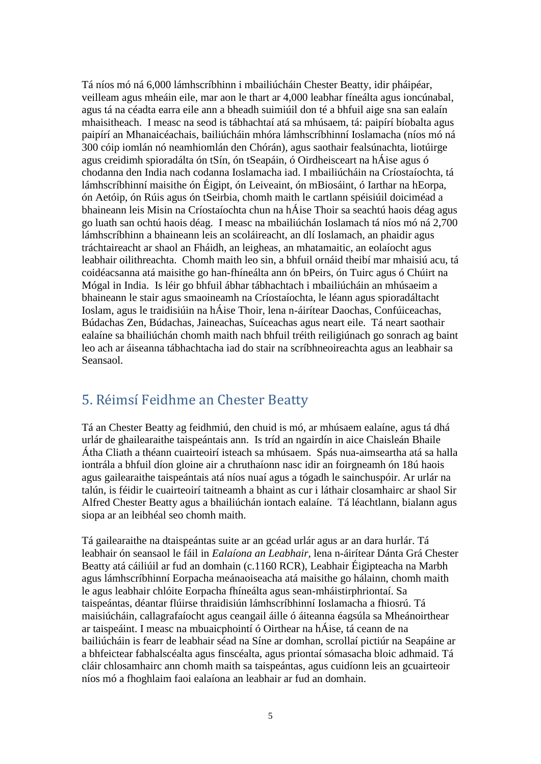Tá níos mó ná 6,000 lámhscríbhinn i mbailiúcháin Chester Beatty, idir pháipéar, veilleam agus mheáin eile, mar aon le thart ar 4,000 leabhar fíneálta agus ioncúnabal, agus tá na céadta earra eile ann a bheadh suimiúil don té a bhfuil aige sna san ealaín mhaisitheach. I measc na seod is tábhachtaí atá sa mhúsaem, tá: paipírí bíobalta agus paipírí an Mhanaicéachais, bailiúcháin mhóra lámhscríbhinní Ioslamacha (níos mó ná 300 cóip iomlán nó neamhiomlán den Chórán), agus saothair fealsúnachta, liotúirge agus creidimh spioradálta ón tSín, ón tSeapáin, ó Oirdheisceart na hÁise agus ó chodanna den India nach codanna Ioslamacha iad. I mbailiúcháin na Críostaíochta, tá lámhscríbhinní maisithe ón Éigipt, ón Leiveaint, ón mBiosáint, ó Iarthar na hEorpa, ón Aetóip, ón Rúis agus ón tSeirbia, chomh maith le cartlann spéisiúil doiciméad a bhaineann leis Misin na Críostaíochta chun na hÁise Thoir sa seachtú haois déag agus go luath san ochtú haois déag. I measc na mbailiúchán Ioslamach tá níos mó ná 2,700 lámhscríbhinn a bhaineann leis an scoláireacht, an dlí Ioslamach, an phaidir agus tráchtaireacht ar shaol an Fháidh, an leigheas, an mhatamaitic, an eolaíocht agus leabhair oilithreachta. Chomh maith leo sin, a bhfuil ornáid theibí mar mhaisiú acu, tá coidéacsanna atá maisithe go han-fhíneálta ann ón bPeirs, ón Tuirc agus ó Chúirt na Mógal in India. Is léir go bhfuil ábhar tábhachtach i mbailiúcháin an mhúsaeim a bhaineann le stair agus smaoineamh na Críostaíochta, le léann agus spioradáltacht Ioslam, agus le traidisiúin na hÁise Thoir, lena n-áirítear Daochas, Confúiceachas, Búdachas Zen, Búdachas, Jaineachas, Suíceachas agus neart eile. Tá neart saothair ealaíne sa bhailiúchán chomh maith nach bhfuil tréith reiligiúnach go sonrach ag baint leo ach ar áiseanna tábhachtacha iad do stair na scríbhneoireachta agus an leabhair sa Seansaol.

## 5. Réimsí Feidhme an Chester Beatty

Tá an Chester Beatty ag feidhmiú, den chuid is mó, ar mhúsaem ealaíne, agus tá dhá urlár de ghailearaithe taispeántais ann. Is tríd an ngairdín in aice Chaisleán Bhaile Átha Cliath a théann cuairteoirí isteach sa mhúsaem. Spás nua-aimseartha atá sa halla iontrála a bhfuil díon gloine air a chruthaíonn nasc idir an foirgneamh ón 18ú haois agus gailearaithe taispeántais atá níos nuaí agus a tógadh le sainchuspóir. Ar urlár na talún, is féidir le cuairteoirí taitneamh a bhaint as cur i láthair closamhairc ar shaol Sir Alfred Chester Beatty agus a bhailiúchán iontach ealaíne. Tá léachtlann, bialann agus siopa ar an leibhéal seo chomh maith.

Tá gailearaithe na dtaispeántas suite ar an gcéad urlár agus ar an dara hurlár. Tá leabhair ón seansaol le fáil in *Ealaíona an Leabhair*, lena n-áirítear Dánta Grá Chester Beatty atá cáiliúil ar fud an domhain (c.1160 RCR), Leabhair Éigipteacha na Marbh agus lámhscríbhinní Eorpacha meánaoiseacha atá maisithe go hálainn, chomh maith le agus leabhair chlóite Eorpacha fhíneálta agus sean-mháistirphriontaí. Sa taispeántas, déantar flúirse thraidisiún lámhscríbhinní Ioslamacha a fhiosrú. Tá maisiúcháin, callagrafaíocht agus ceangail áille ó áiteanna éagsúla sa Mheánoirthear ar taispeáint. I measc na mbuaicphointí ó Oirthear na hÁise, tá ceann de na bailiúcháin is fearr de leabhair séad na Síne ar domhan, scrollaí pictiúr na Seapáine ar a bhfeictear fabhalscéalta agus finscéalta, agus priontaí sómasacha bloic adhmaid. Tá cláir chlosamhairc ann chomh maith sa taispeántas, agus cuidíonn leis an gcuairteoir níos mó a fhoghlaim faoi ealaíona an leabhair ar fud an domhain.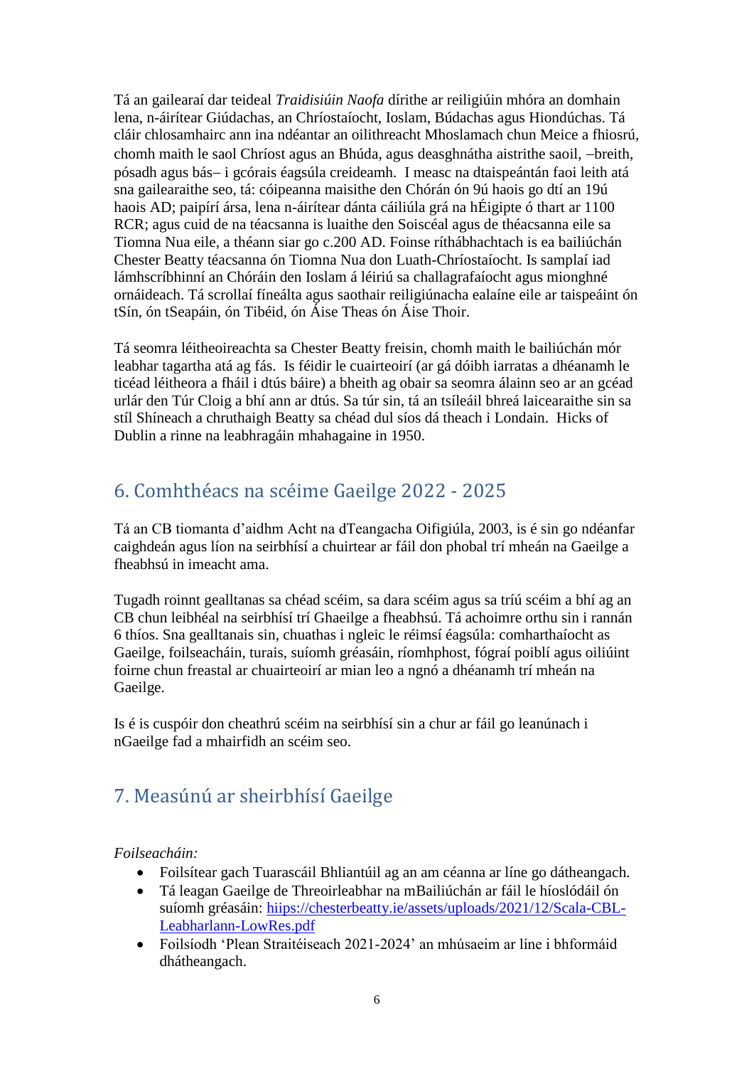Tá an gailearaí dar teideal *Traidisiúin Naofa* dírithe ar reiligiúin mhóra an domhain lena, n-áirítear Giúdachas, an Chríostaíocht, Ioslam, Búdachas agus Hiondúchas. Tá cláir chlosamhairc ann ina ndéantar an oilithreacht Mhoslamach chun Meice a fhiosrú, chomh maith le saol Chríost agus an Bhúda, agus deasghnátha aistrithe saoil, –breith, pósadh agus bás– i gcórais éagsúla creideamh. I measc na dtaispeántán faoi leith atá sna gailearaithe seo, tá: cóipeanna maisithe den Chórán ón 9ú haois go dtí an 19ú haois AD; paipírí ársa, lena n-áirítear dánta cáiliúla grá na hÉigipte ó thart ar 1100 RCR; agus cuid de na téacsanna is luaithe den Soiscéal agus de théacsanna eile sa Tiomna Nua eile, a théann siar go c.200 AD. Foinse ríthábhachtach is ea bailiúchán Chester Beatty téacsanna ón Tiomna Nua don Luath-Chríostaíocht. Is samplaí iad lámhscríbhinní an Chóráin den Ioslam á léiriú sa challagrafaíocht agus mionghné ornáideach. Tá scrollaí fíneálta agus saothair reiligiúnacha ealaíne eile ar taispeáint ón tSín, ón tSeapáin, ón Tibéid, ón Áise Theas ón Áise Thoir.

Tá seomra léitheoireachta sa Chester Beatty freisin, chomh maith le bailiúchán mór leabhar tagartha atá ag fás. Is féidir le cuairteoirí (ar gá dóibh iarratas a dhéanamh le ticéad léitheora a fháil i dtús báire) a bheith ag obair sa seomra álainn seo ar an gcéad urlár den Túr Cloig a bhí ann ar dtús. Sa túr sin, tá an tsíleáil bhreá laicearaithe sin sa stíl Shíneach a chruthaigh Beatty sa chéad dul síos dá theach i Londain. Hicks of Dublin a rinne na leabhragáin mhahagaine in 1950.

## 6. Comhthéacs na scéime Gaeilge 2022 - 2025

Tá an CB tiomanta d'aidhm Acht na dTeangacha Oifigiúla, 2003, is é sin go ndéanfar caighdeán agus líon na seirbhísí a chuirtear ar fáil don phobal trí mheán na Gaeilge a fheabhsú in imeacht ama.

Tugadh roinnt gealltanas sa chéad scéim, sa dara scéim agus sa tríú scéim a bhí ag an CB chun leibhéal na seirbhísí trí Ghaeilge a fheabhsú. Tá achoimre orthu sin i rannán 6 thíos. Sna gealltanais sin, chuathas i ngleic le réimsí éagsúla: comharthaíocht as Gaeilge, foilseacháin, turais, suíomh gréasáin, ríomhphost, fógraí poiblí agus oiliúint foirne chun freastal ar chuairteoirí ar mian leo a ngnó a dhéanamh trí mheán na Gaeilge.

Is é is cuspóir don cheathrú scéim na seirbhísí sin a chur ar fáil go leanúnach i nGaeilge fad a mhairfidh an scéim seo.

## 7. Measúnú ar sheirbhísí Gaeilge

*Foilseacháin:*

- Foilsítear gach Tuarascáil Bhliantúil ag an am céanna ar líne go dátheangach.
- Tá leagan Gaeilge de Threoirleabhar na mBailiúchán ar fáil le híoslódáil ón suíomh gréasáin: [hiips://chesterbeatty.ie/assets/uploads/2021/12/Scala-CBL-Leabharlann-LowRes.pdf](hiips://chesterbeatty.ie/assets/uploads/2021/12/Scala-CBL-Leabharlann-LowRes.pdf)
- Foilsíodh 'Plean Straitéiseach 2021-2024' an mhúsaeim ar líne i bhformáid dhátheangach.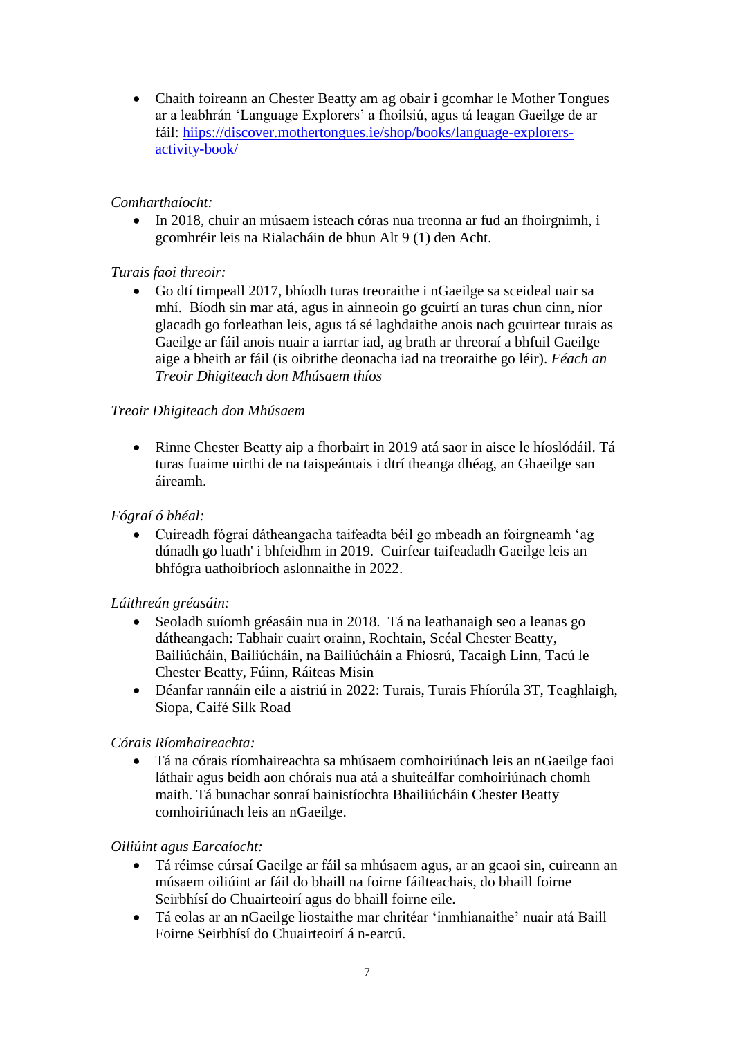- Chaith foireann an Chester Beatty am ag obair i gcomhar le Mother Tongues ar a leabhrán 'Language Explorers' a fhoilsiú, agus tá leagan Gaeilge de ar fáil: [hiips://discover.mothertongues.ie/shop/books/language-explorers-activity-book/](hiips://discover.mothertongues.ie/shop/books/language-explorers-activity-book/)

*Comharthaíocht:*

- In 2018, chuir an músaem isteach córas nua treonna ar fud an fhoirgnimh, i gcomhréir leis na Rialacháin de bhun Alt 9 (1) den Acht.

*Turais faoi threoir:*

- Go dtí timpeall 2017, bhíodh turas treoraithe i nGaeilge sa sceideal uair sa mhí. Bíodh sin mar atá, agus in ainneoin go gcuirtí an turas chun cinn, níor glacadh go forleathan leis, agus tá sé laghdaithe anois nach gcuirtear turais as Gaeilge ar fáil anois nuair a iarrtar iad, ag brath ar threoraí a bhfuil Gaeilge aige a bheith ar fáil (is oibrithe deonacha iad na treoraithe go léir). *Féach an Treoir Dhigiteach don Mhúsaem thíos*

*Treoir Dhigiteach don Mhúsaem*

- Rinne Chester Beatty aip a fhorbairt in 2019 atá saor in aisce le híoslódáil. Tá turas fuaime uirthi de na taispeántais i dtrí theanga dhéag, an Ghaeilge san áireamh.

*Fógraí ó bhéal:*

- Cuireadh fógraí dátheangacha taifeadta béil go mbeadh an foirgneamh 'ag dúnadh go luath' i bhfeidhm in 2019. Cuirfear taifeadadh Gaeilge leis an bhfógra uathoibríoch aslonnaithe in 2022.

*Láithreán gréasáin:*

- Seoladh suíomh gréasáin nua in 2018. Tá na leathanaigh seo a leanas go dátheangach: Tabhair cuairt orainn, Rochtain, Scéal Chester Beatty, Bailiúcháin, Bailiúcháin, na Bailiúcháin a Fhiosrú, Tacaigh Linn, Tacú le Chester Beatty, Fúinn, Ráiteas Misin
- Déanfar rannáin eile a aistriú in 2022: Turais, Turais Fhíorúla 3T, Teaghlaigh, Siopa, Caifé Silk Road

*Córais Ríomhaireachta:*

- Tá na córais ríomhaireachta sa mhúsaem comhoiriúnach leis an nGaeilge faoi láthair agus beidh aon chórais nua atá a shuiteálfar comhoiriúnach chomh maith. Tá bunachar sonraí bainistíochta Bhailiúcháin Chester Beatty comhoiriúnach leis an nGaeilge.

*Oiliúint agus Earcaíocht:*

- Tá réimse cúrsaí Gaeilge ar fáil sa mhúsaem agus, ar an gcaoi sin, cuireann an músaem oiliúint ar fáil do bhaill na foirne fáilteachais, do bhaill foirne Seirbhísí do Chuairteoirí agus do bhaill foirne eile.
- Tá eolas ar an nGaeilge liostaithe mar chritéar 'inmhianaithe' nuair atá Baill Foirne Seirbhísí do Chuairteoirí á n-earcú.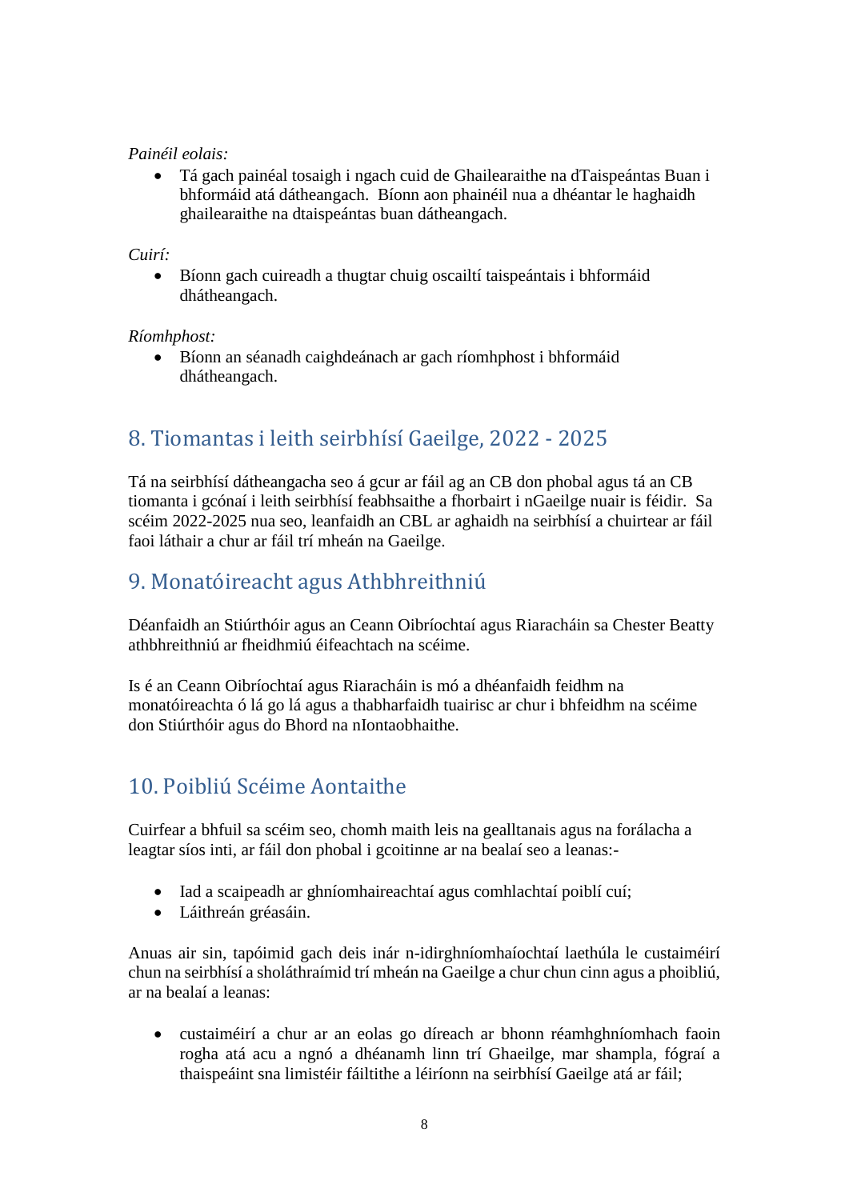*Painéil eolais:*

- Tá gach painéal tosaigh i ngach cuid de Ghailearaithe na dTaispeántas Buan i bhformáid atá dátheangach. Bíonn aon phainéil nua a dhéantar le haghaidh ghailearaithe na dtaispeántas buan dátheangach.

*Cuirí:*

- Bíonn gach cuireadh a thugtar chuig oscailtí taispeántais i bhformáid dhátheangach.

*Ríomhphost:*

- Bíonn an séanadh caighdeánach ar gach ríomhphost i bhformáid dhátheangach.

## 8. Tiomantas i leith seirbhísí Gaeilge, 2022 - 2025

Tá na seirbhísí dátheangacha seo á gcur ar fáil ag an CB don phobal agus tá an CB tiomanta i gcónaí i leith seirbhísí feabhsaithe a fhorbairt i nGaeilge nuair is féidir. Sa scéim 2022-2025 nua seo, leanfaidh an CBL ar aghaidh na seirbhísí a chuirtear ar fáil faoi láthair a chur ar fáil trí mheán na Gaeilge.

## 9. Monatóireacht agus Athbhreithniú

Déanfaidh an Stiúrthóir agus an Ceann Oibríochtaí agus Riaracháin sa Chester Beatty athbhreithniú ar fheidhmiú éifeachtach na scéime.

Is é an Ceann Oibríochtaí agus Riaracháin is mó a dhéanfaidh feidhm na monatóireachta ó lá go lá agus a thabharfaidh tuairisc ar chur i bhfeidhm na scéime don Stiúrthóir agus do Bhord na nIontaobhaithe.

## 10. Poibliú Scéime Aontaithe

Cuirfear a bhfuil sa scéim seo, chomh maith leis na gealltanais agus na forálacha a leagtar síos inti, ar fáil don phobal i gcoitinne ar na bealaí seo a leanas:-

- Iad a scaipeadh ar ghníomhaireachtaí agus comhlachtaí poiblí cuí;
- Láithreán gréasáin.

Anuas air sin, tapóimid gach deis inár n-idirghníomhaíochtaí laethúla le custaiméirí chun na seirbhísí a sholáthraímid trí mheán na Gaeilge a chur chun cinn agus a phoibliú, ar na bealaí a leanas:

- custaiméirí a chur ar an eolas go díreach ar bhonn réamhghníomhach faoin rogha atá acu a ngnó a dhéanamh linn trí Ghaeilge, mar shampla, fógraí a thaispeáint sna limistéir fáiltithe a léiríonn na seirbhísí Gaeilge atá ar fáil;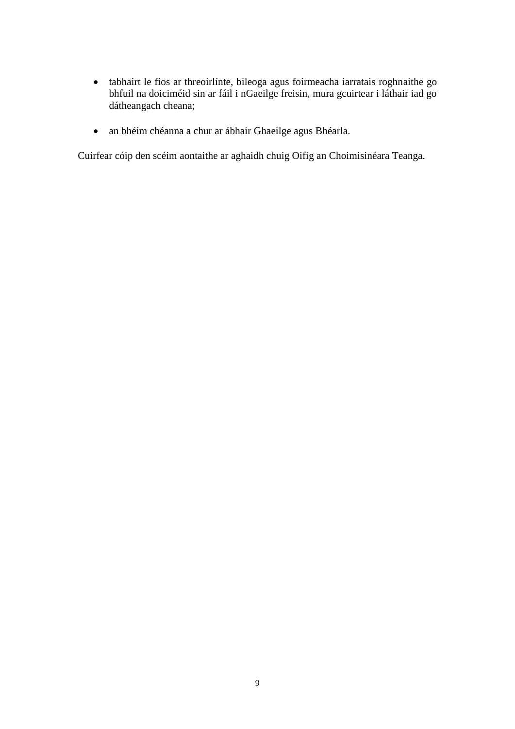- tabhairt le fios ar threoirlínte, bileoga agus foirmeacha iarratais roghnaithe go bhfuil na doiciméid sin ar fáil i nGaeilge freisin, mura gcuirtear i láthair iad go dátheangach cheana;

- an bhéim chéanna a chur ar ábhair Ghaeilge agus Bhéarla.

Cuirfear cóip den scéim aontaithe ar aghaidh chuig Oifig an Choimisinéara Teanga.